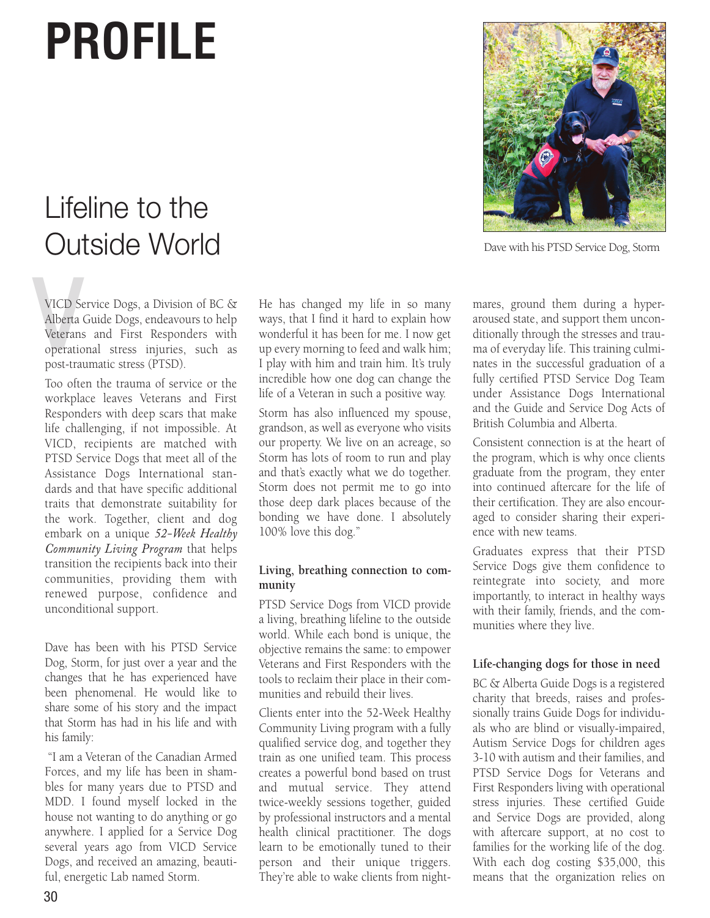# PROFILE

## Lifeline to the Outside World

Dave with his PTSD Service Dog, Storm

VICD Service Dogs, a Division of BC & Alberta Guide Dogs, endeavours to help Veterans and First Responders with operational stress injuries, such as post-traumatic stress (PTSD).

Too often the trauma of service or the workplace leaves Veterans and First Responders with deep scars that make life challenging, if not impossible. At VICD, recipients are matched with PTSD Service Dogs that meet all of the Assistance Dogs International standards and that have specific additional traits that demonstrate suitability for the work. Together, client and dog embark on a unique *52-Week Healthy Community Living Program* that helps transition the recipients back into their communities, providing them with renewed purpose, confidence and unconditional support.

Dave has been with his PTSD Service Dog, Storm, for just over a year and the changes that he has experienced have been phenomenal. He would like to share some of his story and the impact that Storm has had in his life and with his family:

"I am a Veteran of the Canadian Armed Forces, and my life has been in shambles for many years due to PTSD and MDD. I found myself locked in the house not wanting to do anything or go anywhere. I applied for a Service Dog several years ago from VICD Service Dogs, and received an amazing, beautiful, energetic Lab named Storm. He has changed my life in so many ways, that I find it hard to explain how wonderful it has been for me. I now get up every morning to feed and walk him; I play with him and train him. It's truly incredible how one dog can change the life of a Veteran in such a positive way.

Storm has also influenced my spouse, grandson, as well as everyone who visits our property. We live on an acreage, so Storm has lots of room to run and play and that's exactly what we do together. Storm does not permit me to go into those deep dark places because of the bonding we have done. I absolutely 100% love this dog."

### Living, breathing connection to community

PTSD Service Dogs from VICD provide a living, breathing lifeline to the outside world. While each bond is unique, the objective remains the same: to empower Veterans and First Responders with the tools to reclaim their place in their communities and rebuild their lives.

Clients enter into the 52-Week Healthy Community Living program with a fully qualified service dog, and together they train as one unified team. This process creates a powerful bond based on trust and mutual service. They attend twice-weekly sessions together, guided by professional instructors and a mental health clinical practitioner. The dogs learn to be emotionally tuned to their person and their unique triggers. They're able to wake clients from nightmares, ground them during a hyper-aroused state, and support them unconditionally through the stresses and trauma of everyday life. This training culminates in the successful graduation of a fully certified PTSD Service Dog Team under Assistance Dogs International and the Guide and Service Dog Acts of British Columbia and Alberta.

Consistent connection is at the heart of the program, which is why once clients graduate from the program, they enter into continued aftercare for the life of their certification. They are also encouraged to consider sharing their experience with new teams.

Graduates express that their PTSD Service Dogs give them confidence to reintegrate into society, and more importantly, to interact in healthy ways with their family, friends, and the communities where they live.

### Life-changing dogs for those in need

BC & Alberta Guide Dogs is a registered charity that breeds, raises and professionally trains Guide Dogs for individuals who are blind or visually-impaired, Autism Service Dogs for children ages 3-10 with autism and their families, and PTSD Service Dogs for Veterans and First Responders living with operational stress injuries. These certified Guide and Service Dogs are provided, along with aftercare support, at no cost to families for the working life of the dog. With each dog costing $35,000, this means that the organization relies on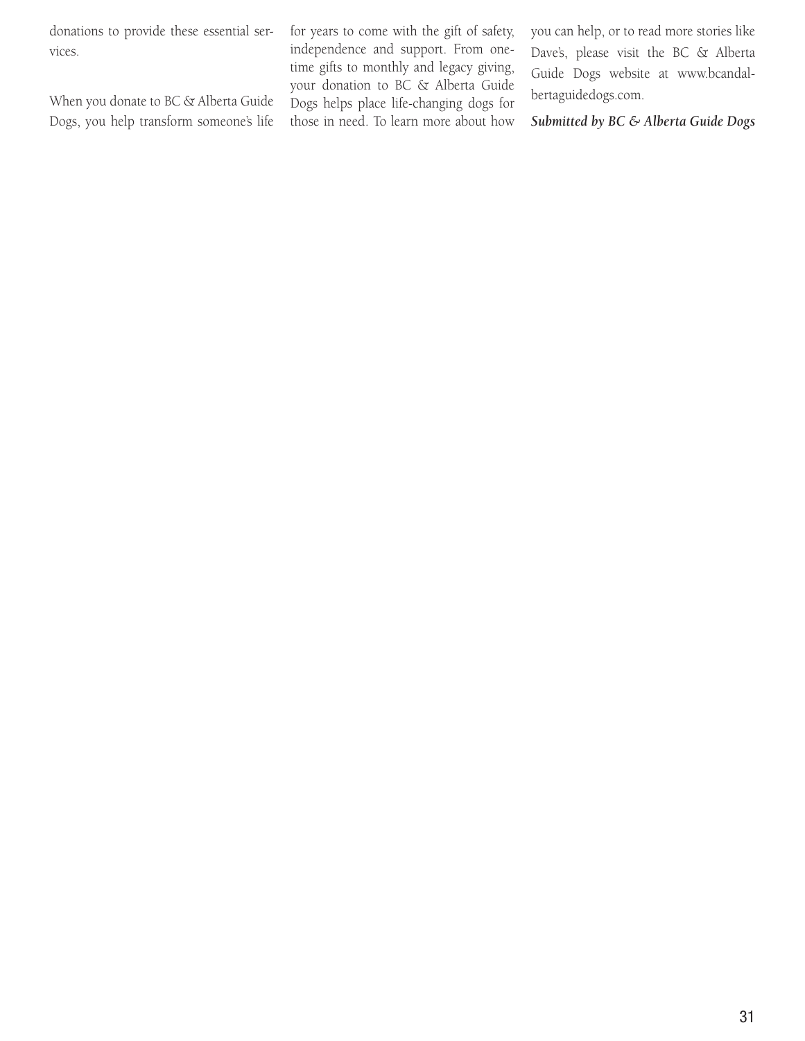donations to provide these essential services.

When you donate to BC & Alberta Guide Dogs, you help transform someone's life for years to come with the gift of safety, independence and support. From one-time gifts to monthly and legacy giving, your donation to BC & Alberta Guide Dogs helps place life-changing dogs for those in need. To learn more about how you can help, or to read more stories like Dave's, please visit the BC & Alberta Guide Dogs website at www.bcandalbertaguidedogs.com.

***Submitted by BC & Alberta Guide Dogs***